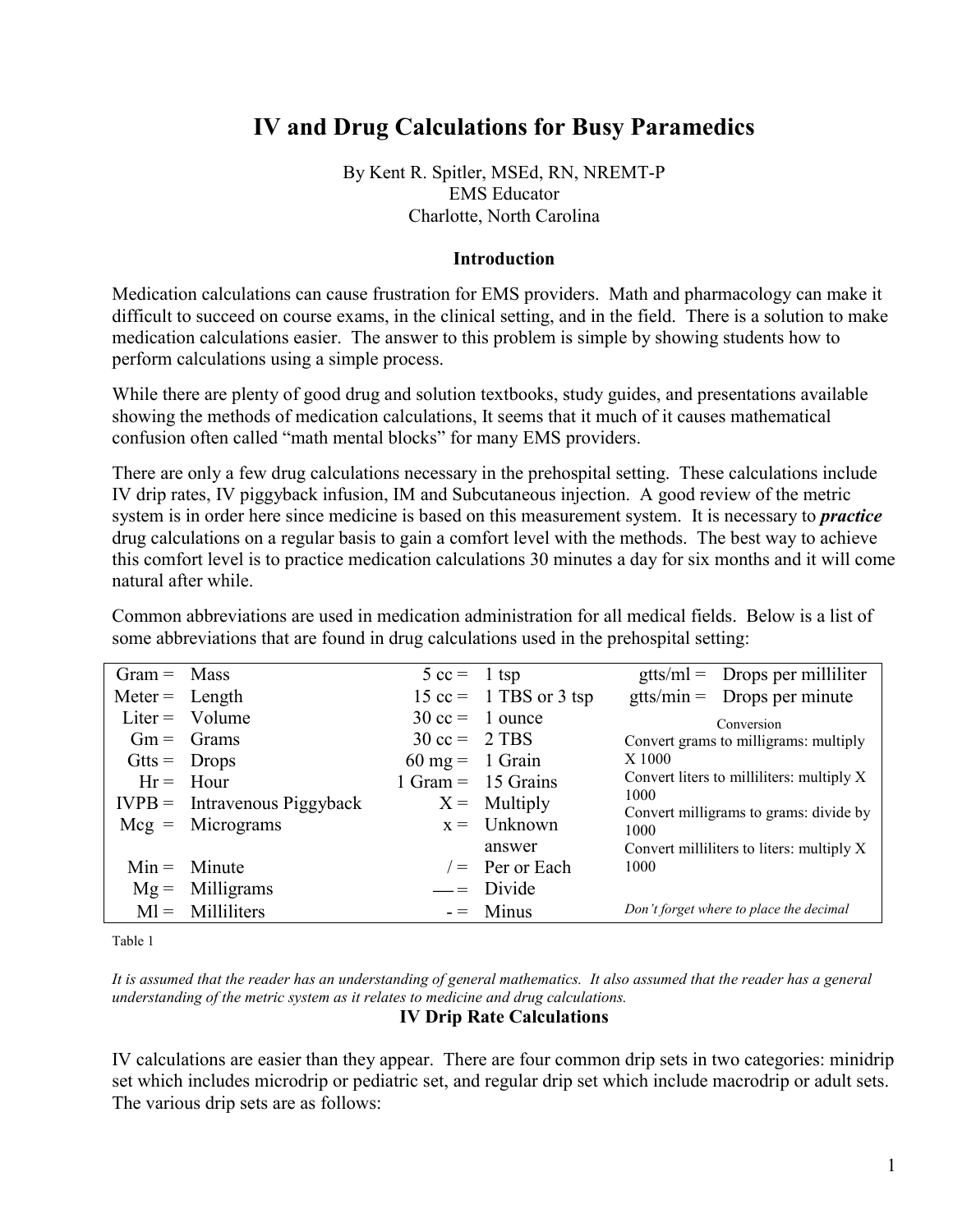# IV and Drug Calculations for Busy Paramedics

By Kent R. Spitler, MSEd, RN, NREMT-P
EMS Educator
Charlotte, North Carolina

## Introduction

Medication calculations can cause frustration for EMS providers. Math and pharmacology can make it difficult to succeed on course exams, in the clinical setting, and in the field. There is a solution to make medication calculations easier. The answer to this problem is simple by showing students how to perform calculations using a simple process.

While there are plenty of good drug and solution textbooks, study guides, and presentations available showing the methods of medication calculations, It seems that it much of it causes mathematical confusion often called "math mental blocks" for many EMS providers.

There are only a few drug calculations necessary in the prehospital setting. These calculations include IV drip rates, IV piggyback infusion, IM and Subcutaneous injection. A good review of the metric system is in order here since medicine is based on this measurement system. It is necessary to ***practice*** drug calculations on a regular basis to gain a comfort level with the methods. The best way to achieve this comfort level is to practice medication calculations 30 minutes a day for six months and it will come natural after while.

Common abbreviations are used in medication administration for all medical fields. Below is a list of some abbreviations that are found in drug calculations used in the prehospital setting:

| | | | | |
|---|---|---|---|---|
| Gram = Mass | 5 cc = | 1 tsp | gtts/ml = | Drops per milliliter |
| Meter = Length | 15 cc = | 1 TBS or 3 tsp | gtts/min = | Drops per minute |
| Liter = Volume | 30 cc = | 1 ounce | Conversion | |
| Gm = Grams | 30 cc = | 2 TBS | Convert grams to milligrams: multiply X 1000 | |
| Gtts = Drops | 60 mg = | 1 Grain | | |
| Hr = Hour | 1 Gram = | 15 Grains | Convert liters to milliliters: multiply X 1000 | |
| IVPB = Intravenous Piggyback | X = | Multiply | | |
| Mcg = Micrograms | x = | Unknown answer | Convert milligrams to grams: divide by 1000 | |
| Min = Minute | / = | Per or Each | Convert milliliters to liters: multiply X 1000 | |
| Mg = Milligrams | — = | Divide | | |
| Ml = Milliliters | - = | Minus | *Don't forget where to place the decimal* | |

Table 1

*It is assumed that the reader has an understanding of general mathematics. It also assumed that the reader has a general understanding of the metric system as it relates to medicine and drug calculations.*

## IV Drip Rate Calculations

IV calculations are easier than they appear. There are four common drip sets in two categories: minidrip set which includes microdrip or pediatric set, and regular drip set which include macrodrip or adult sets. The various drip sets are as follows: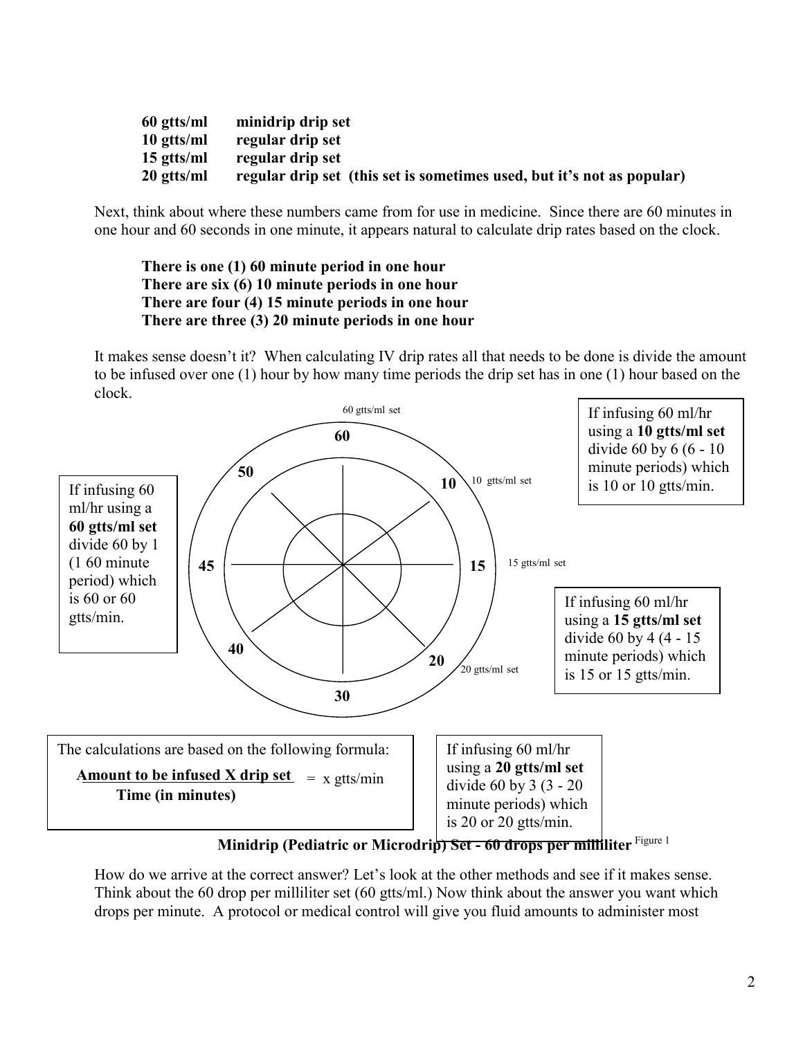| | |
|---|---|
| **60 gtts/ml** | **minidrip drip set** |
| **10 gtts/ml** | **regular drip set** |
| **15 gtts/ml** | **regular drip set** |
| **20 gtts/ml** | **regular drip set (this set is sometimes used, but it's not as popular)** |

Next, think about where these numbers came from for use in medicine. Since there are 60 minutes in one hour and 60 seconds in one minute, it appears natural to calculate drip rates based on the clock.

**There is one (1) 60 minute period in one hour**
**There are six (6) 10 minute periods in one hour**
**There are four (4) 15 minute periods in one hour**
**There are three (3) 20 minute periods in one hour**

It makes sense doesn't it? When calculating IV drip rates all that needs to be done is divide the amount to be infused over one (1) hour by how many time periods the drip set has in one (1) hour based on the clock.

60 gtts/ml set

60

50

10 — 10 gtts/ml set

45

15 — 15 gtts/ml set

40

20 — 20 gtts/ml set

30

If infusing 60 ml/hr using a **60 gtts/ml set** divide 60 by 1 (1 60 minute period) which is 60 or 60 gtts/min.

If infusing 60 ml/hr using a **10 gtts/ml set** divide 60 by 6 (6 - 10 minute periods) which is 10 or 10 gtts/min.

If infusing 60 ml/hr using a **15 gtts/ml set** divide 60 by 4 (4 - 15 minute periods) which is 15 or 15 gtts/min.

If infusing 60 ml/hr using a **20 gtts/ml set** divide 60 by 3 (3 - 20 minute periods) which is 20 or 20 gtts/min.

The calculations are based on the following formula:

$$\frac{\text{Amount to be infused X drip set}}{\text{Time (in minutes)}} = \text{x gtts/min}$$

**Minidrip (Pediatric or Microdrip) Set - 60 drops per milliliter** Figure 1

How do we arrive at the correct answer? Let's look at the other methods and see if it makes sense. Think about the 60 drop per milliliter set (60 gtts/ml.) Now think about the answer you want which drops per minute. A protocol or medical control will give you fluid amounts to administer most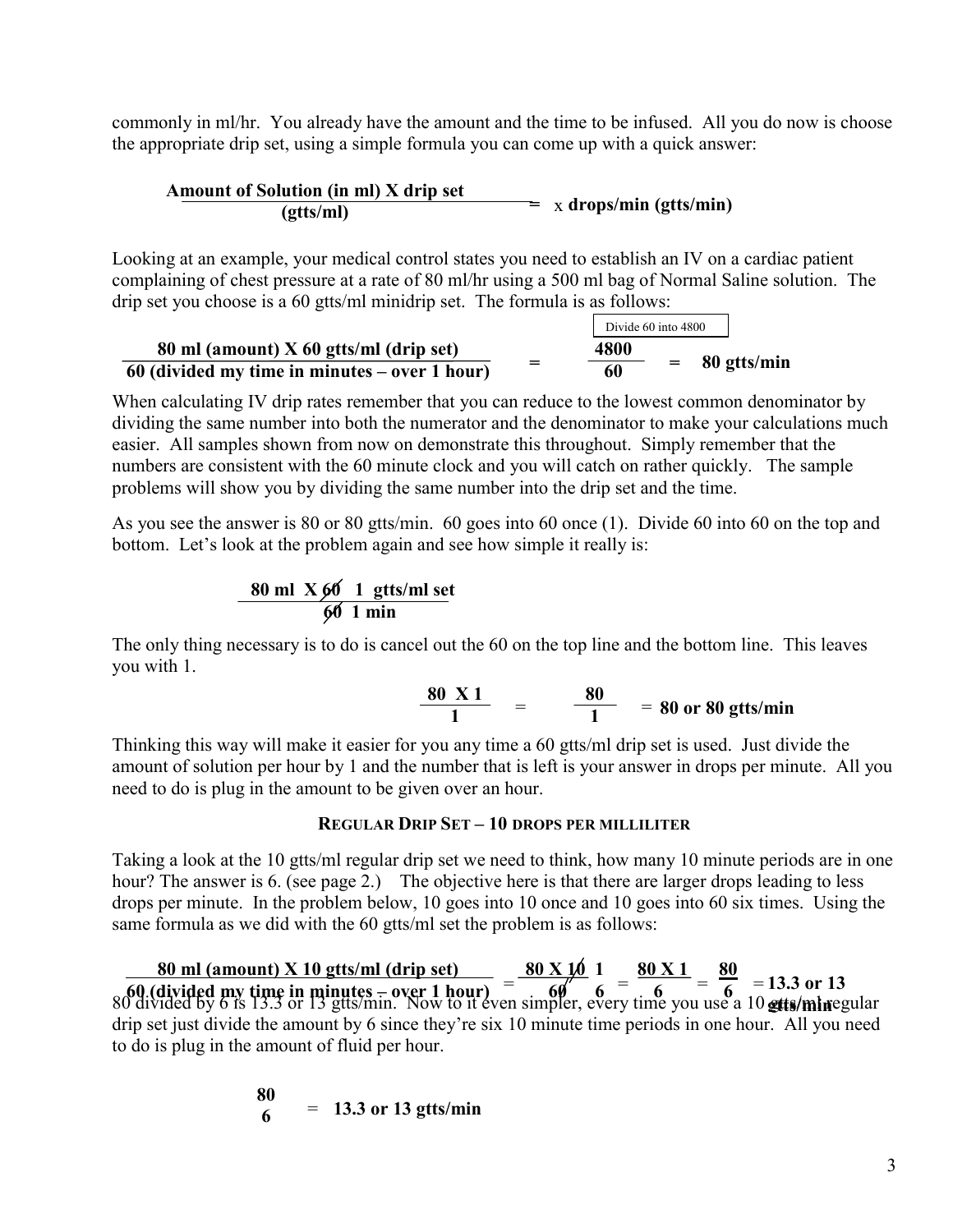commonly in ml/hr. You already have the amount and the time to be infused. All you do now is choose the appropriate drip set, using a simple formula you can come up with a quick answer:

$$\frac{\textbf{Amount of Solution (in ml) X drip set}}{\textbf{(gtts/ml)}} = \text{x } \textbf{drops/min (gtts/min)}$$

Looking at an example, your medical control states you need to establish an IV on a cardiac patient complaining of chest pressure at a rate of 80 ml/hr using a 500 ml bag of Normal Saline solution. The drip set you choose is a 60 gtts/ml minidrip set. The formula is as follows:

Divide 60 into 4800

$$\frac{\textbf{80 ml (amount) X 60 gtts/ml (drip set)}}{\textbf{60 (divided my time in minutes – over 1 hour)}} = \frac{\textbf{4800}}{\textbf{60}} = \textbf{80 gtts/min}$$

When calculating IV drip rates remember that you can reduce to the lowest common denominator by dividing the same number into both the numerator and the denominator to make your calculations much easier. All samples shown from now on demonstrate this throughout. Simply remember that the numbers are consistent with the 60 minute clock and you will catch on rather quickly. The sample problems will show you by dividing the same number into the drip set and the time.

As you see the answer is 80 or 80 gtts/min. 60 goes into 60 once (1). Divide 60 into 60 on the top and bottom. Let's look at the problem again and see how simple it really is:

$$\frac{\textbf{80 ml X } \cancel{60} \textbf{ 1 gtts/ml set}}{\cancel{60} \textbf{ 1 min}}$$

The only thing necessary is to do is cancel out the 60 on the top line and the bottom line. This leaves you with 1.

$$\frac{\textbf{80 X 1}}{\textbf{1}} = \frac{\textbf{80}}{\textbf{1}} = \textbf{80 or 80 gtts/min}$$

Thinking this way will make it easier for you any time a 60 gtts/ml drip set is used. Just divide the amount of solution per hour by 1 and the number that is left is your answer in drops per minute. All you need to do is plug in the amount to be given over an hour.

### Regular Drip Set – 10 drops per milliliter

Taking a look at the 10 gtts/ml regular drip set we need to think, how many 10 minute periods are in one hour? The answer is 6. (see page 2.) The objective here is that there are larger drops leading to less drops per minute. In the problem below, 10 goes into 10 once and 10 goes into 60 six times. Using the same formula as we did with the 60 gtts/ml set the problem is as follows:

$$\frac{\textbf{80 ml (amount) X 10 gtts/ml (drip set)}}{\textbf{60 (divided my time in minutes – over 1 hour)}} = \frac{\textbf{80 X } \cancel{10} \textbf{ 1}}{\cancel{60} \textbf{ 6}} = \frac{\textbf{80 X 1}}{\textbf{6}} = \frac{\textbf{80}}{\textbf{6}} = \textbf{13.3 or 13 gtts/min}$$

80 divided by 6 is 13.3 or 13 gtts/min. Now to it even simpler, every time you use a 10 gtts/ml regular drip set just divide the amount by 6 since they're six 10 minute time periods in one hour. All you need to do is plug in the amount of fluid per hour.

$$\frac{\textbf{80}}{\textbf{6}} = \textbf{13.3 or 13 gtts/min}$$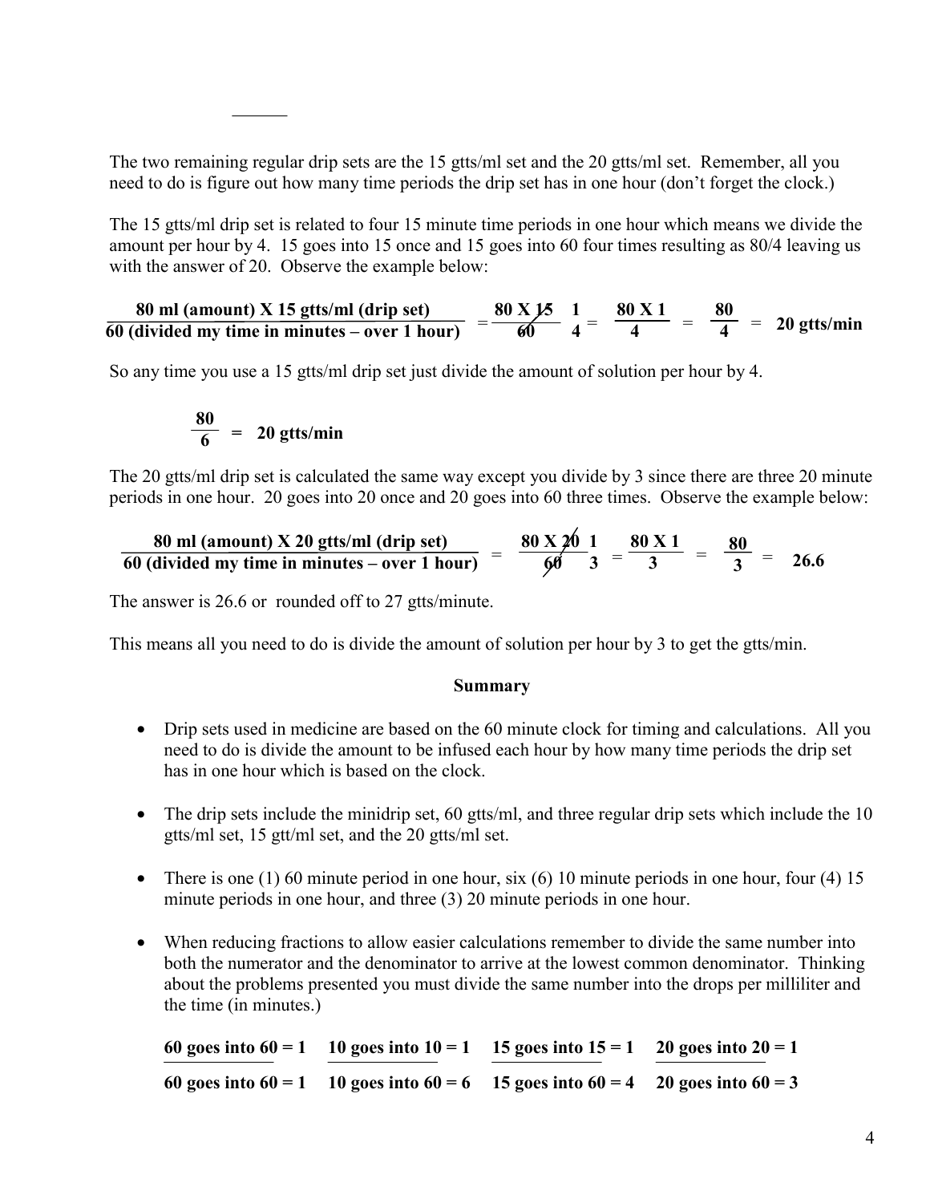The two remaining regular drip sets are the 15 gtts/ml set and the 20 gtts/ml set. Remember, all you need to do is figure out how many time periods the drip set has in one hour (don't forget the clock.)

The 15 gtts/ml drip set is related to four 15 minute time periods in one hour which means we divide the amount per hour by 4. 15 goes into 15 once and 15 goes into 60 four times resulting as 80/4 leaving us with the answer of 20. Observe the example below:

$$\frac{\textbf{80 ml (amount) X 15 gtts/ml (drip set)}}{\textbf{60 (divided my time in minutes – over 1 hour)}} = \frac{80 \times \cancel{15}\ 1}{\cancel{60}\ 4} = \frac{80 \times 1}{4} = \frac{80}{4} = \textbf{20 gtts/min}$$

So any time you use a 15 gtts/ml drip set just divide the amount of solution per hour by 4.

$$\frac{80}{6} = \textbf{20 gtts/min}$$

The 20 gtts/ml drip set is calculated the same way except you divide by 3 since there are three 20 minute periods in one hour. 20 goes into 20 once and 20 goes into 60 three times. Observe the example below:

$$\frac{\textbf{80 ml (amount) X 20 gtts/ml (drip set)}}{\textbf{60 (divided my time in minutes – over 1 hour)}} = \frac{80 \times \cancel{20}\ 1}{\cancel{60}\ 3} = \frac{80 \times 1}{3} = \frac{80}{3} = \textbf{26.6}$$

The answer is 26.6 or rounded off to 27 gtts/minute.

This means all you need to do is divide the amount of solution per hour by 3 to get the gtts/min.

**Summary**

- Drip sets used in medicine are based on the 60 minute clock for timing and calculations. All you need to do is divide the amount to be infused each hour by how many time periods the drip set has in one hour which is based on the clock.
- The drip sets include the minidrip set, 60 gtts/ml, and three regular drip sets which include the 10 gtts/ml set, 15 gtt/ml set, and the 20 gtts/ml set.
- There is one (1) 60 minute period in one hour, six (6) 10 minute periods in one hour, four (4) 15 minute periods in one hour, and three (3) 20 minute periods in one hour.
- When reducing fractions to allow easier calculations remember to divide the same number into both the numerator and the denominator to arrive at the lowest common denominator. Thinking about the problems presented you must divide the same number into the drops per milliliter and the time (in minutes.)

| | | | |
|---|---|---|---|
| **60 goes into 60 = 1** | **10 goes into 10 = 1** | **15 goes into 15 = 1** | **20 goes into 20 = 1** |
| **60 goes into 60 = 1** | **10 goes into 60 = 6** | **15 goes into 60 = 4** | **20 goes into 60 = 3** |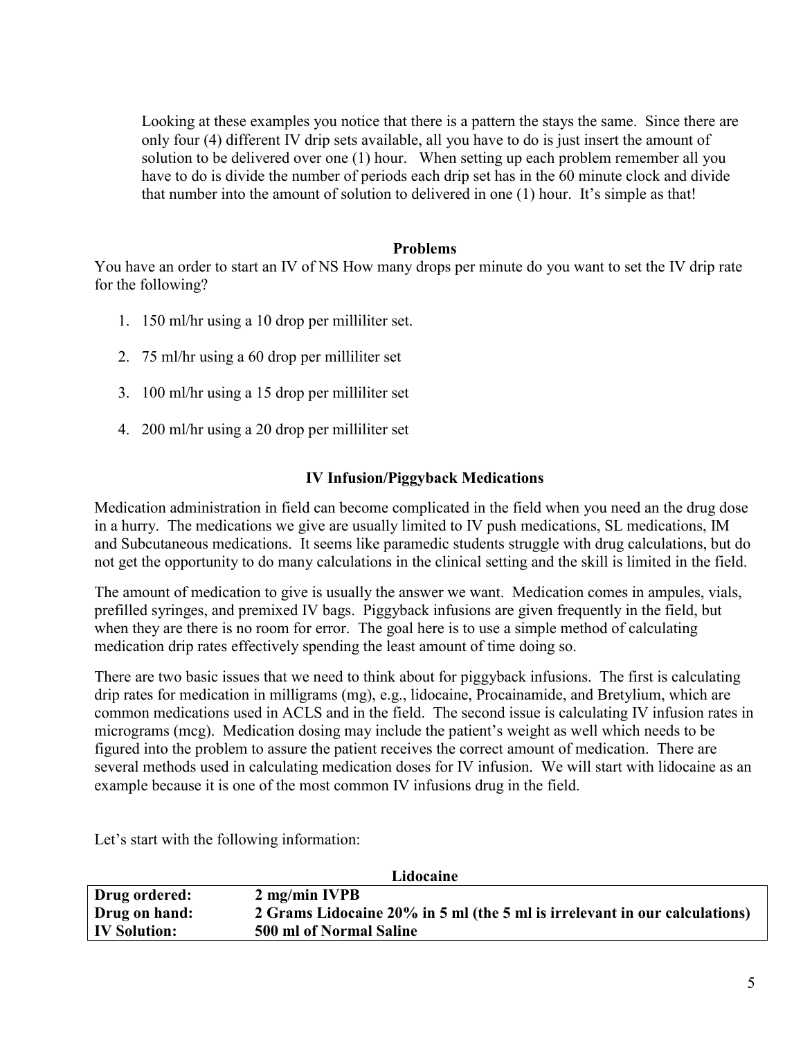Looking at these examples you notice that there is a pattern the stays the same. Since there are only four (4) different IV drip sets available, all you have to do is just insert the amount of solution to be delivered over one (1) hour. When setting up each problem remember all you have to do is divide the number of periods each drip set has in the 60 minute clock and divide that number into the amount of solution to delivered in one (1) hour. It's simple as that!

**Problems**

You have an order to start an IV of NS How many drops per minute do you want to set the IV drip rate for the following?

1. 150 ml/hr using a 10 drop per milliliter set.
2. 75 ml/hr using a 60 drop per milliliter set
3. 100 ml/hr using a 15 drop per milliliter set
4. 200 ml/hr using a 20 drop per milliliter set

## IV Infusion/Piggyback Medications

Medication administration in field can become complicated in the field when you need an the drug dose in a hurry. The medications we give are usually limited to IV push medications, SL medications, IM and Subcutaneous medications. It seems like paramedic students struggle with drug calculations, but do not get the opportunity to do many calculations in the clinical setting and the skill is limited in the field.

The amount of medication to give is usually the answer we want. Medication comes in ampules, vials, prefilled syringes, and premixed IV bags. Piggyback infusions are given frequently in the field, but when they are there is no room for error. The goal here is to use a simple method of calculating medication drip rates effectively spending the least amount of time doing so.

There are two basic issues that we need to think about for piggyback infusions. The first is calculating drip rates for medication in milligrams (mg), e.g., lidocaine, Procainamide, and Bretylium, which are common medications used in ACLS and in the field. The second issue is calculating IV infusion rates in micrograms (mcg). Medication dosing may include the patient's weight as well which needs to be figured into the problem to assure the patient receives the correct amount of medication. There are several methods used in calculating medication doses for IV infusion. We will start with lidocaine as an example because it is one of the most common IV infusions drug in the field.

Let's start with the following information:

| **Lidocaine** | |
|---|---|
| **Drug ordered:** | **2 mg/min IVPB** |
| **Drug on hand:** | **2 Grams Lidocaine 20% in 5 ml (the 5 ml is irrelevant in our calculations)** |
| **IV Solution:** | **500 ml of Normal Saline** |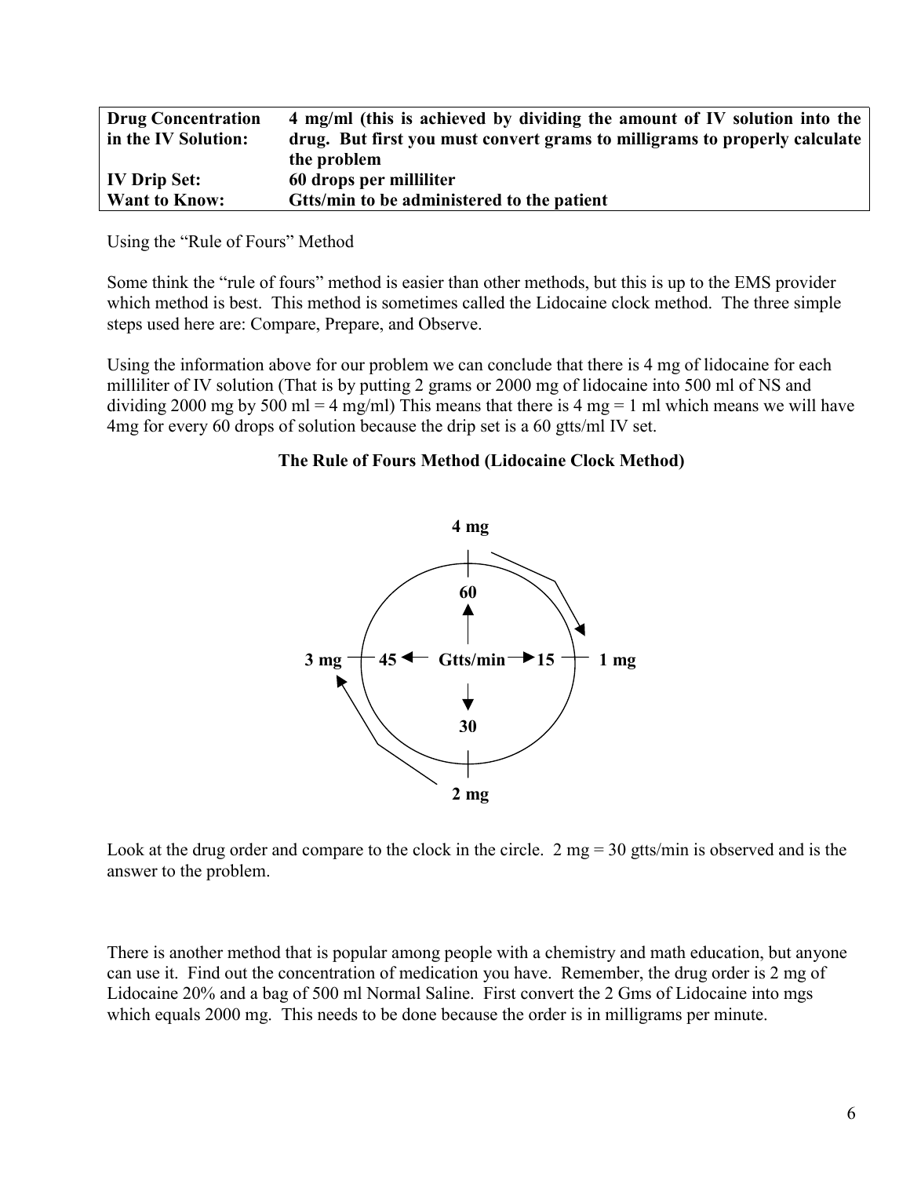| | |
|---|---|
| **Drug Concentration in the IV Solution:** | **4 mg/ml (this is achieved by dividing the amount of IV solution into the drug. But first you must convert grams to milligrams to properly calculate the problem** |
| **IV Drip Set:** | **60 drops per milliliter** |
| **Want to Know:** | **Gtts/min to be administered to the patient** |

Using the "Rule of Fours" Method

Some think the "rule of fours" method is easier than other methods, but this is up to the EMS provider which method is best. This method is sometimes called the Lidocaine clock method. The three simple steps used here are: Compare, Prepare, and Observe.

Using the information above for our problem we can conclude that there is 4 mg of lidocaine for each milliliter of IV solution (That is by putting 2 grams or 2000 mg of lidocaine into 500 ml of NS and dividing 2000 mg by 500 ml = 4 mg/ml) This means that there is 4 mg = 1 ml which means we will have 4mg for every 60 drops of solution because the drip set is a 60 gtts/ml IV set.

**The Rule of Fours Method (Lidocaine Clock Method)**

| Drug dose | Gtts/min |
|---|---|
| 1 mg | 15 |
| 2 mg | 30 |
| 3 mg | 45 |
| 4 mg | 60 |

Look at the drug order and compare to the clock in the circle. 2 mg = 30 gtts/min is observed and is the answer to the problem.

There is another method that is popular among people with a chemistry and math education, but anyone can use it. Find out the concentration of medication you have. Remember, the drug order is 2 mg of Lidocaine 20% and a bag of 500 ml Normal Saline. First convert the 2 Gms of Lidocaine into mgs which equals 2000 mg. This needs to be done because the order is in milligrams per minute.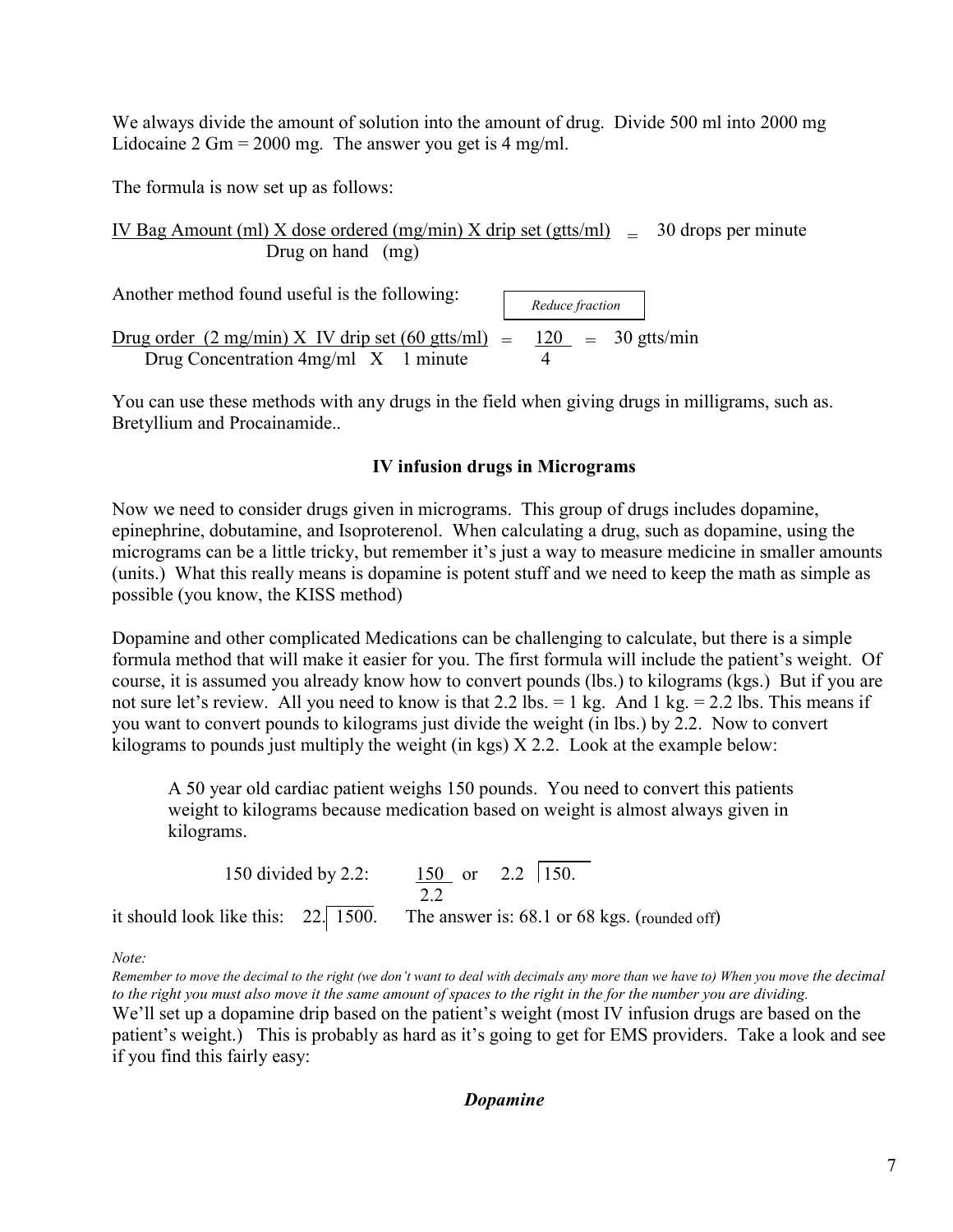We always divide the amount of solution into the amount of drug. Divide 500 ml into 2000 mg Lidocaine 2 Gm = 2000 mg. The answer you get is 4 mg/ml.

The formula is now set up as follows:

$$\frac{\text{IV Bag Amount (ml) X dose ordered (mg/min) X drip set (gtts/ml)}}{\text{Drug on hand (mg)}} = \text{30 drops per minute}$$

Another method found useful is the following:

*Reduce fraction*

$$\frac{\text{Drug order (2 mg/min) X IV drip set (60 gtts/ml)}}{\text{Drug Concentration 4mg/ml X 1 minute}} = \frac{120}{4} = \text{30 gtts/min}$$

You can use these methods with any drugs in the field when giving drugs in milligrams, such as. Bretyllium and Procainamide..

**IV infusion drugs in Micrograms**

Now we need to consider drugs given in micrograms. This group of drugs includes dopamine, epinephrine, dobutamine, and Isoproterenol. When calculating a drug, such as dopamine, using the micrograms can be a little tricky, but remember it's just a way to measure medicine in smaller amounts (units.) What this really means is dopamine is potent stuff and we need to keep the math as simple as possible (you know, the KISS method)

Dopamine and other complicated Medications can be challenging to calculate, but there is a simple formula method that will make it easier for you. The first formula will include the patient's weight. Of course, it is assumed you already know how to convert pounds (lbs.) to kilograms (kgs.) But if you are not sure let's review. All you need to know is that 2.2 lbs. = 1 kg. And 1 kg. = 2.2 lbs. This means if you want to convert pounds to kilograms just divide the weight (in lbs.) by 2.2. Now to convert kilograms to pounds just multiply the weight (in kgs) X 2.2. Look at the example below:

> A 50 year old cardiac patient weighs 150 pounds. You need to convert this patients weight to kilograms because medication based on weight is almost always given in kilograms.

150 divided by 2.2: $\frac{150}{2.2}$ or $2.2\overline{)150.}$

it should look like this: $22.\overline{)1500.}$ The answer is: 68.1 or 68 kgs. (rounded off)

*Note:*

*Remember to move the decimal to the right (we don't want to deal with decimals any more than we have to) When you move the decimal to the right you must also move it the same amount of spaces to the right in the for the number you are dividing.*

We'll set up a dopamine drip based on the patient's weight (most IV infusion drugs are based on the patient's weight.) This is probably as hard as it's going to get for EMS providers. Take a look and see if you find this fairly easy:

***Dopamine***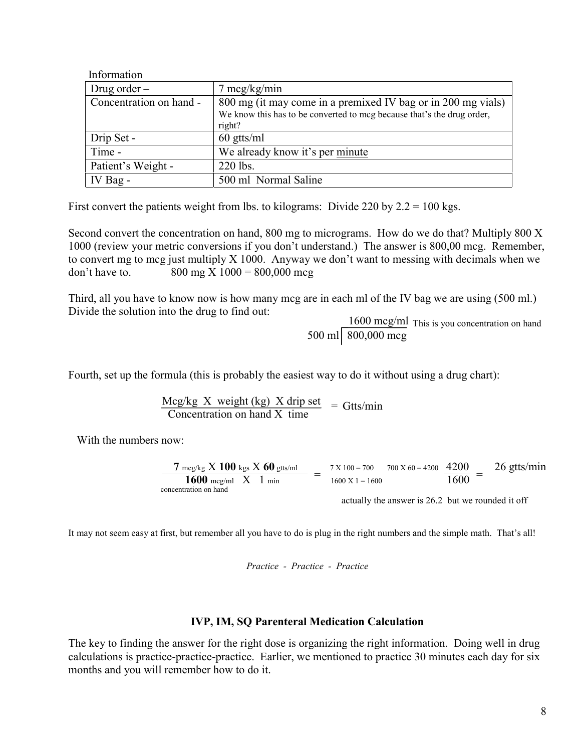Information

| Drug order – | 7 mcg/kg/min |
|---|---|
| Concentration on hand - | 800 mg (it may come in a premixed IV bag or in 200 mg vials) We know this has to be converted to mcg because that's the drug order, right? |
| Drip Set - | 60 gtts/ml |
| Time - | We already know it's per minute |
| Patient's Weight - | 220 lbs. |
| IV Bag - | 500 ml Normal Saline |

First convert the patients weight from lbs. to kilograms: Divide 220 by 2.2 = 100 kgs.

Second convert the concentration on hand, 800 mg to micrograms. How do we do that? Multiply 800 X 1000 (review your metric conversions if you don't understand.) The answer is 800,00 mcg. Remember, to convert mg to mcg just multiply X 1000. Anyway we don't want to messing with decimals when we don't have to. 800 mg X 1000 = 800,000 mcg

Third, all you have to know now is how many mcg are in each ml of the IV bag we are using (500 ml.) Divide the solution into the drug to find out:

$$\frac{800{,}000 \text{ mcg}}{500 \text{ ml}} = 1600 \text{ mcg/ml}$$

This is you concentration on hand

Fourth, set up the formula (this is probably the easiest way to do it without using a drug chart):

$$\frac{\text{Mcg/kg X weight (kg) X drip set}}{\text{Concentration on hand X time}} = \text{Gtts/min}$$

With the numbers now:

$$\frac{\mathbf{7}\text{ mcg/kg X }\mathbf{100}\text{ kgs X }\mathbf{60}\text{ gtts/ml}}{\mathbf{1600}\text{ mcg/ml X 1 min}} = \frac{7 \text{ X } 100 = 700 \quad 700 \text{ X } 60 = 4200}{1600 \text{ X } 1 = 1600} \; \frac{4200}{1600} = 26 \text{ gtts/min}$$

concentration on hand

actually the answer is 26.2 but we rounded it off

It may not seem easy at first, but remember all you have to do is plug in the right numbers and the simple math. That's all!

*Practice - Practice - Practice*

## IVP, IM, SQ Parenteral Medication Calculation

The key to finding the answer for the right dose is organizing the right information. Doing well in drug calculations is practice-practice-practice. Earlier, we mentioned to practice 30 minutes each day for six months and you will remember how to do it.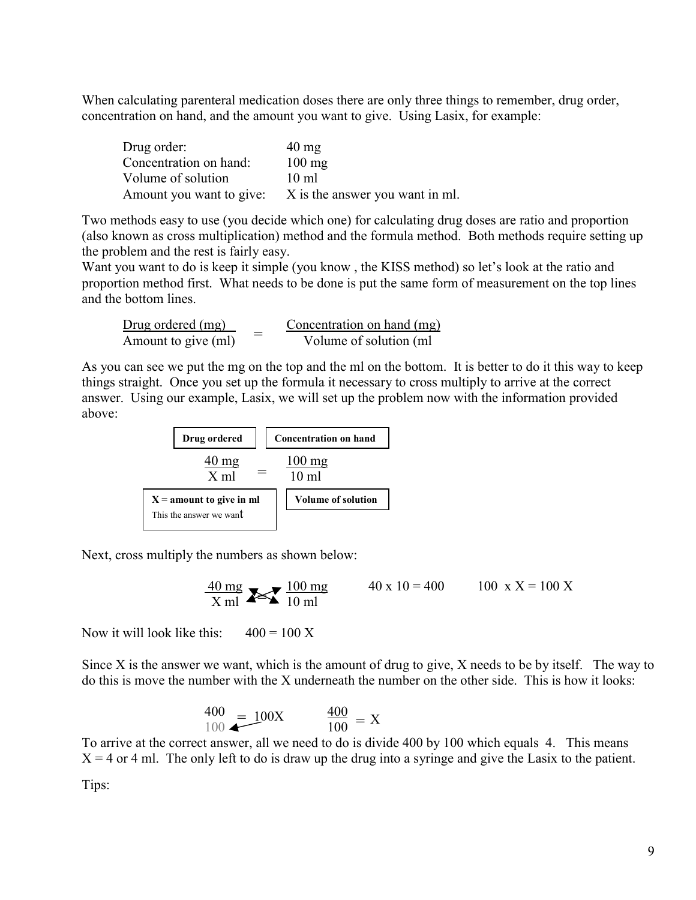When calculating parenteral medication doses there are only three things to remember, drug order, concentration on hand, and the amount you want to give. Using Lasix, for example:

| | |
|---|---|
| Drug order: | 40 mg |
| Concentration on hand: | 100 mg |
| Volume of solution | 10 ml |
| Amount you want to give: | X is the answer you want in ml. |

Two methods easy to use (you decide which one) for calculating drug doses are ratio and proportion (also known as cross multiplication) method and the formula method. Both methods require setting up the problem and the rest is fairly easy.

Want you want to do is keep it simple (you know , the KISS method) so let's look at the ratio and proportion method first. What needs to be done is put the same form of measurement on the top lines and the bottom lines.

$$\frac{\text{Drug ordered (mg)}}{\text{Amount to give (ml)}} = \frac{\text{Concentration on hand (mg)}}{\text{Volume of solution (ml}}$$

As you can see we put the mg on the top and the ml on the bottom. It is better to do it this way to keep things straight. Once you set up the formula it necessary to cross multiply to arrive at the correct answer. Using our example, Lasix, we will set up the problem now with the information provided above:

**Drug ordered** — **Concentration on hand**

$$\frac{40 \text{ mg}}{X \text{ ml}} = \frac{100 \text{ mg}}{10 \text{ ml}}$$

**X = amount to give in ml** This the answer we want — **Volume of solution**

Next, cross multiply the numbers as shown below:

$$\frac{40 \text{ mg}}{X \text{ ml}} \times \frac{100 \text{ mg}}{10 \text{ ml}} \qquad 40 \times 10 = 400 \qquad 100 \times X = 100X$$

Now it will look like this: $400 = 100X$

Since X is the answer we want, which is the amount of drug to give, X needs to be by itself. The way to do this is move the number with the X underneath the number on the other side. This is how it looks:

$$\frac{400}{100} = 100X \qquad \frac{400}{100} = X$$

To arrive at the correct answer, all we need to do is divide 400 by 100 which equals 4. This means X = 4 or 4 ml. The only left to do is draw up the drug into a syringe and give the Lasix to the patient.

Tips: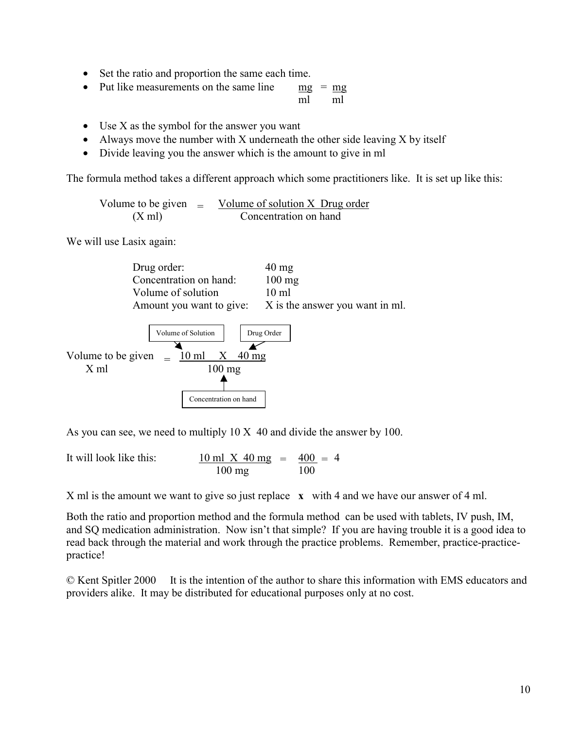- Set the ratio and proportion the same each time.
- Put like measurements on the same line $\frac{mg}{ml} = \frac{mg}{ml}$
- Use X as the symbol for the answer you want
- Always move the number with X underneath the other side leaving X by itself
- Divide leaving you the answer which is the amount to give in ml

The formula method takes a different approach which some practitioners like. It is set up like this:

$$\text{Volume to be given (X ml)} = \frac{\text{Volume of solution X Drug order}}{\text{Concentration on hand}}$$

We will use Lasix again:

| | |
|---|---|
| Drug order: | 40 mg |
| Concentration on hand: | 100 mg |
| Volume of solution | 10 ml |
| Amount you want to give: | X is the answer you want in ml. |

Volume of Solution → 10 ml; Drug Order → 40 mg; Concentration on hand → 100 mg

$$\text{Volume to be given (X ml)} = \frac{10 \text{ ml} \times 40 \text{ mg}}{100 \text{ mg}}$$

As you can see, we need to multiply 10 X 40 and divide the answer by 100.

It will look like this: $\frac{10 \text{ ml} \times 40 \text{ mg}}{100 \text{ mg}} = \frac{400}{100} = 4$

X ml is the amount we want to give so just replace **x** with 4 and we have our answer of 4 ml.

Both the ratio and proportion method and the formula method can be used with tablets, IV push, IM, and SQ medication administration. Now isn't that simple? If you are having trouble it is a good idea to read back through the material and work through the practice problems. Remember, practice-practice-practice!

© Kent Spitler 2000 It is the intention of the author to share this information with EMS educators and providers alike. It may be distributed for educational purposes only at no cost.